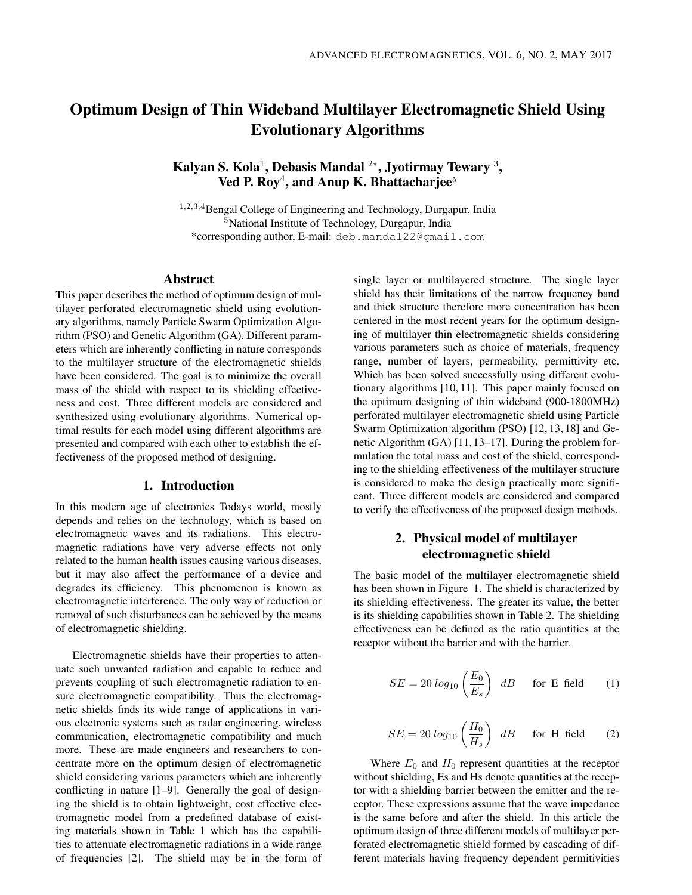# Optimum Design of Thin Wideband Multilayer Electromagnetic Shield Using Evolutionary Algorithms

**Kalyan S. Kola[1], Debasis Mandal [2*], Jyotirmay Tewary [3], Ved P. Roy[4], and Anup K. Bhattacharjee[5]**

[1,2,3,4]Bengal College of Engineering and Technology, Durgapur, India
[5]National Institute of Technology, Durgapur, India
*corresponding author, E-mail: deb.mandal22@gmail.com

## Abstract

This paper describes the method of optimum design of multilayer perforated electromagnetic shield using evolutionary algorithms, namely Particle Swarm Optimization Algorithm (PSO) and Genetic Algorithm (GA). Different parameters which are inherently conflicting in nature corresponds to the multilayer structure of the electromagnetic shields have been considered. The goal is to minimize the overall mass of the shield with respect to its shielding effectiveness and cost. Three different models are considered and synthesized using evolutionary algorithms. Numerical optimal results for each model using different algorithms are presented and compared with each other to establish the effectiveness of the proposed method of designing.

## 1. Introduction

In this modern age of electronics Todays world, mostly depends and relies on the technology, which is based on electromagnetic waves and its radiations. This electromagnetic radiations have very adverse effects not only related to the human health issues causing various diseases, but it may also affect the performance of a device and degrades its efficiency. This phenomenon is known as electromagnetic interference. The only way of reduction or removal of such disturbances can be achieved by the means of electromagnetic shielding.

Electromagnetic shields have their properties to attenuate such unwanted radiation and capable to reduce and prevents coupling of such electromagnetic radiation to ensure electromagnetic compatibility. Thus the electromagnetic shields finds its wide range of applications in various electronic systems such as radar engineering, wireless communication, electromagnetic compatibility and much more. These are made engineers and researchers to concentrate more on the optimum design of electromagnetic shield considering various parameters which are inherently conflicting in nature [1–9]. Generally the goal of designing the shield is to obtain lightweight, cost effective electromagnetic model from a predefined database of existing materials shown in Table 1 which has the capabilities to attenuate electromagnetic radiations in a wide range of frequencies [2]. The shield may be in the form of single layer or multilayered structure. The single layer shield has their limitations of the narrow frequency band and thick structure therefore more concentration has been centered in the most recent years for the optimum designing of multilayer thin electromagnetic shields considering various parameters such as choice of materials, frequency range, number of layers, permeability, permittivity etc. Which has been solved successfully using different evolutionary algorithms [10, 11]. This paper mainly focused on the optimum designing of thin wideband (900-1800MHz) perforated multilayer electromagnetic shield using Particle Swarm Optimization algorithm (PSO) [12, 13, 18] and Genetic Algorithm (GA) [11, 13–17]. During the problem formulation the total mass and cost of the shield, corresponding to the shielding effectiveness of the multilayer structure is considered to make the design practically more significant. Three different models are considered and compared to verify the effectiveness of the proposed design methods.

## 2. Physical model of multilayer electromagnetic shield

The basic model of the multilayer electromagnetic shield has been shown in Figure 1. The shield is characterized by its shielding effectiveness. The greater its value, the better is its shielding capabilities shown in Table 2. The shielding effectiveness can be defined as the ratio quantities at the receptor without the barrier and with the barrier.

$$SE = 20\,log_{10}\left(\frac{E_0}{E_s}\right)\ dB \quad \text{for E field} \tag{1}$$

$$SE = 20\,log_{10}\left(\frac{H_0}{H_s}\right)\ dB \quad \text{for H field} \tag{2}$$

Where $E_0$ and $H_0$ represent quantities at the receptor without shielding, Es and Hs denote quantities at the receptor with a shielding barrier between the emitter and the receptor. These expressions assume that the wave impedance is the same before and after the shield. In this article the optimum design of three different models of multilayer perforated electromagnetic shield formed by cascading of different materials having frequency dependent permitivities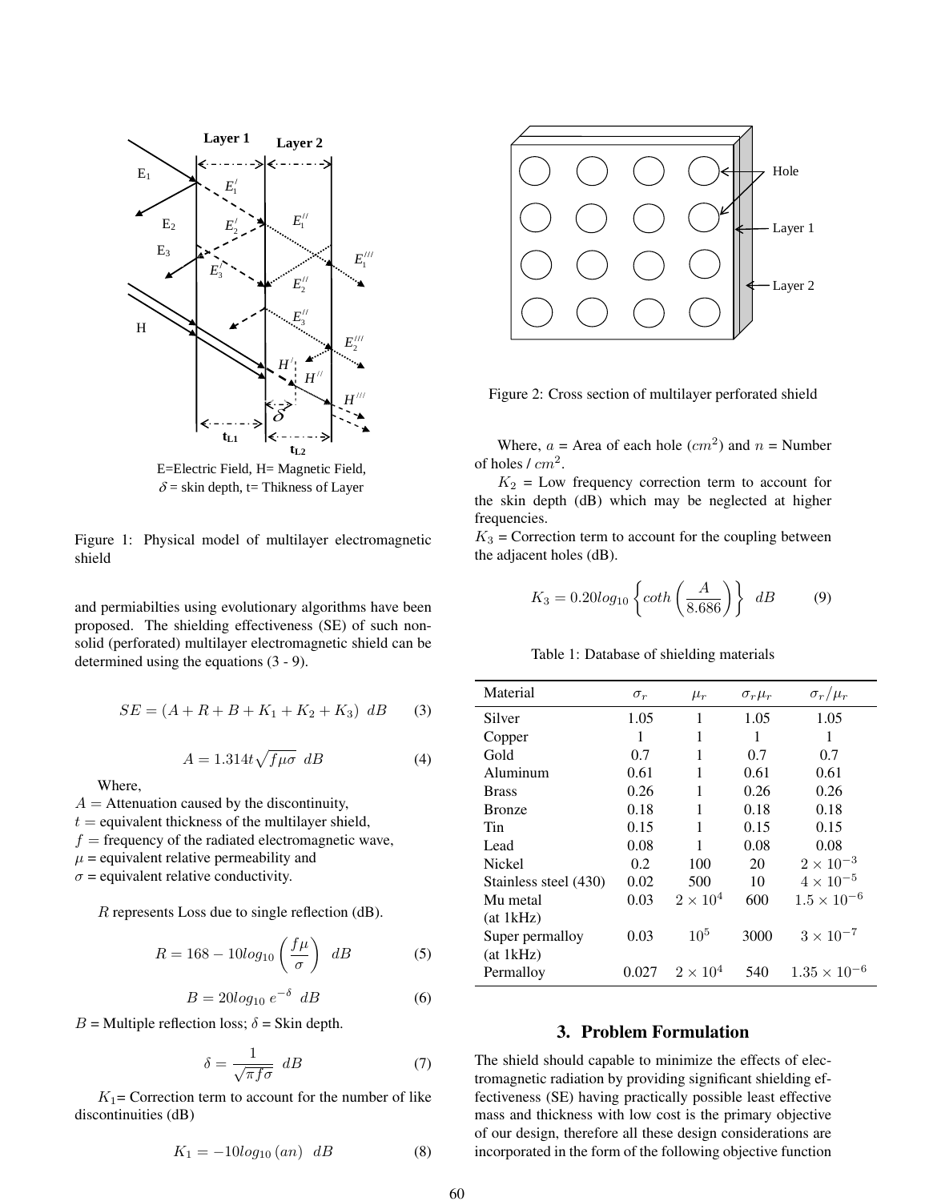E=Electric Field, H= Magnetic Field, $\delta$ = skin depth, t= Thikness of Layer

Figure 1: Physical model of multilayer electromagnetic shield

and permiabilties using evolutionary algorithms have been proposed. The shielding effectiveness (SE) of such non-solid (perforated) multilayer electromagnetic shield can be determined using the equations (3 - 9).

$$SE = (A + R + B + K_1 + K_2 + K_3) \;\; dB \tag{3}$$

$$A = 1.314t\sqrt{f\mu\sigma} \;\; dB \tag{4}$$

Where,
$A$ = Attenuation caused by the discontinuity,
$t$ = equivalent thickness of the multilayer shield,
$f$ = frequency of the radiated electromagnetic wave,
$\mu$ = equivalent relative permeability and
$\sigma$ = equivalent relative conductivity.

$R$ represents Loss due to single reflection (dB).

$$R = 168 - 10log_{10}\left(\frac{f\mu}{\sigma}\right) \;\; dB \tag{5}$$

$$B = 20log_{10}\, e^{-\delta} \;\; dB \tag{6}$$

$B$ = Multiple reflection loss; $\delta$ = Skin depth.

$$\delta = \frac{1}{\sqrt{\pi f\sigma}} \;\; dB \tag{7}$$

$K_1$= Correction term to account for the number of like discontinuities (dB)

$$K_1 = -10log_{10}\,(an) \;\; dB \tag{8}$$

Figure 2: Cross section of multilayer perforated shield

Where, $a$ = Area of each hole ($cm^2$) and $n$ = Number of holes / $cm^2$.

$K_2$ = Low frequency correction term to account for the skin depth (dB) which may be neglected at higher frequencies.

$K_3$ = Correction term to account for the coupling between the adjacent holes (dB).

$$K_3 = 0.20log_{10}\left\{coth\left(\frac{A}{8.686}\right)\right\} \;\; dB \tag{9}$$

Table 1: Database of shielding materials

| Material | $\sigma_r$ | $\mu_r$ | $\sigma_r\mu_r$ | $\sigma_r/\mu_r$ |
|---|---|---|---|---|
| Silver | 1.05 | 1 | 1.05 | 1.05 |
| Copper | 1 | 1 | 1 | 1 |
| Gold | 0.7 | 1 | 0.7 | 0.7 |
| Aluminum | 0.61 | 1 | 0.61 | 0.61 |
| Brass | 0.26 | 1 | 0.26 | 0.26 |
| Bronze | 0.18 | 1 | 0.18 | 0.18 |
| Tin | 0.15 | 1 | 0.15 | 0.15 |
| Lead | 0.08 | 1 | 0.08 | 0.08 |
| Nickel | 0.2 | 100 | 20 | $2 \times 10^{-3}$ |
| Stainless steel (430) | 0.02 | 500 | 10 | $4 \times 10^{-5}$ |
| Mu metal (at 1kHz) | 0.03 | $2 \times 10^{4}$ | 600 | $1.5 \times 10^{-6}$ |
| Super permalloy (at 1kHz) | 0.03 | $10^{5}$ | 3000 | $3 \times 10^{-7}$ |
| Permalloy | 0.027 | $2 \times 10^{4}$ | 540 | $1.35 \times 10^{-6}$ |

## 3. Problem Formulation

The shield should capable to minimize the effects of electromagnetic radiation by providing significant shielding effectiveness (SE) having practically possible least effective mass and thickness with low cost is the primary objective of our design, therefore all these design considerations are incorporated in the form of the following objective function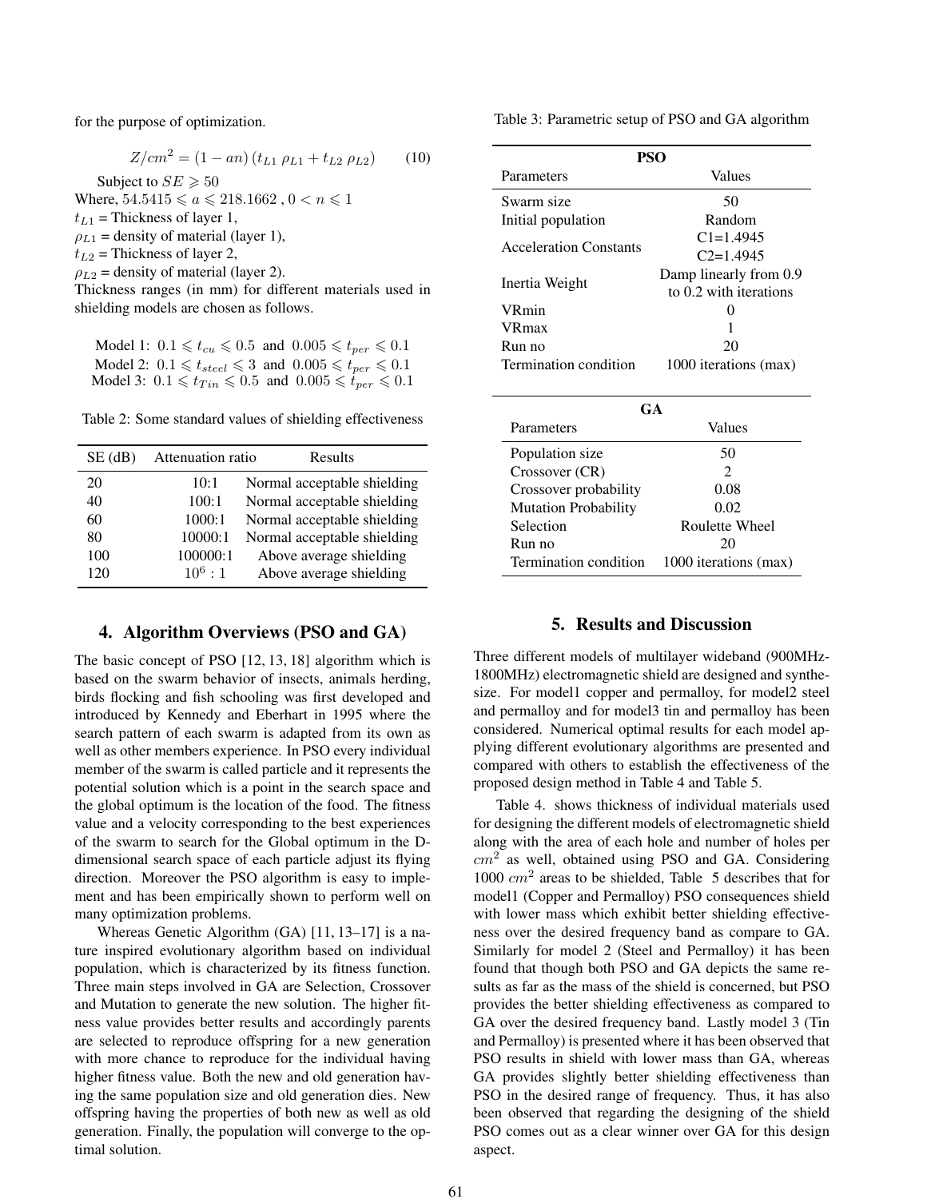for the purpose of optimization.

$$Z/cm^2 = (1 - an)(t_{L1}\,\rho_{L1} + t_{L2}\,\rho_{L2}) \qquad (10)$$

Subject to $SE \geqslant 50$

Where, $54.5415 \leqslant a \leqslant 218.1662$ , $0 < n \leqslant 1$

$t_{L1}$ = Thickness of layer 1,

$\rho_{L1}$ = density of material (layer 1),

$t_{L2}$ = Thickness of layer 2,

$\rho_{L2}$ = density of material (layer 2).

Thickness ranges (in mm) for different materials used in shielding models are chosen as follows.

Model 1: $0.1 \leqslant t_{cu} \leqslant 0.5$ and $0.005 \leqslant t_{per} \leqslant 0.1$

Model 2: $0.1 \leqslant t_{steel} \leqslant 3$ and $0.005 \leqslant t_{per} \leqslant 0.1$

Model 3: $0.1 \leqslant t_{Tin} \leqslant 0.5$ and $0.005 \leqslant t_{per} \leqslant 0.1$

Table 2: Some standard values of shielding effectiveness

| SE (dB) | Attenuation ratio | Results |
|---|---|---|
| 20 | 10:1 | Normal acceptable shielding |
| 40 | 100:1 | Normal acceptable shielding |
| 60 | 1000:1 | Normal acceptable shielding |
| 80 | 10000:1 | Normal acceptable shielding |
| 100 | 100000:1 | Above average shielding |
| 120 | $10^6 : 1$ | Above average shielding |

## 4. Algorithm Overviews (PSO and GA)

The basic concept of PSO [12, 13, 18] algorithm which is based on the swarm behavior of insects, animals herding, birds flocking and fish schooling was first developed and introduced by Kennedy and Eberhart in 1995 where the search pattern of each swarm is adapted from its own as well as other members experience. In PSO every individual member of the swarm is called particle and it represents the potential solution which is a point in the search space and the global optimum is the location of the food. The fitness value and a velocity corresponding to the best experiences of the swarm to search for the Global optimum in the D-dimensional search space of each particle adjust its flying direction. Moreover the PSO algorithm is easy to implement and has been empirically shown to perform well on many optimization problems.

Whereas Genetic Algorithm (GA) [11, 13–17] is a nature inspired evolutionary algorithm based on individual population, which is characterized by its fitness function. Three main steps involved in GA are Selection, Crossover and Mutation to generate the new solution. The higher fitness value provides better results and accordingly parents are selected to reproduce offspring for a new generation with more chance to reproduce for the individual having higher fitness value. Both the new and old generation having the same population size and old generation dies. New offspring having the properties of both new as well as old generation. Finally, the population will converge to the optimal solution.

Table 3: Parametric setup of PSO and GA algorithm

| **PSO** | |
|---|---|
| Parameters | Values |
| Swarm size | 50 |
| Initial population | Random |
| Acceleration Constants | C1=1.4945 C2=1.4945 |
| Inertia Weight | Damp linearly from 0.9 to 0.2 with iterations |
| VRmin | 0 |
| VRmax | 1 |
| Run no | 20 |
| Termination condition | 1000 iterations (max) |

| **GA** | |
|---|---|
| Parameters | Values |
| Population size | 50 |
| Crossover (CR) | 2 |
| Crossover probability | 0.08 |
| Mutation Probability | 0.02 |
| Selection | Roulette Wheel |
| Run no | 20 |
| Termination condition | 1000 iterations (max) |

## 5. Results and Discussion

Three different models of multilayer wideband (900MHz-1800MHz) electromagnetic shield are designed and synthesize. For model1 copper and permalloy, for model2 steel and permalloy and for model3 tin and permalloy has been considered. Numerical optimal results for each model applying different evolutionary algorithms are presented and compared with others to establish the effectiveness of the proposed design method in Table 4 and Table 5.

Table 4. shows thickness of individual materials used for designing the different models of electromagnetic shield along with the area of each hole and number of holes per $cm^2$ as well, obtained using PSO and GA. Considering 1000 $cm^2$ areas to be shielded, Table 5 describes that for model1 (Copper and Permalloy) PSO consequences shield with lower mass which exhibit better shielding effectiveness over the desired frequency band as compare to GA. Similarly for model 2 (Steel and Permalloy) it has been found that though both PSO and GA depicts the same results as far as the mass of the shield is concerned, but PSO provides the better shielding effectiveness as compared to GA over the desired frequency band. Lastly model 3 (Tin and Permalloy) is presented where it has been observed that PSO results in shield with lower mass than GA, whereas GA provides slightly better shielding effectiveness than PSO in the desired range of frequency. Thus, it has also been observed that regarding the designing of the shield PSO comes out as a clear winner over GA for this design aspect.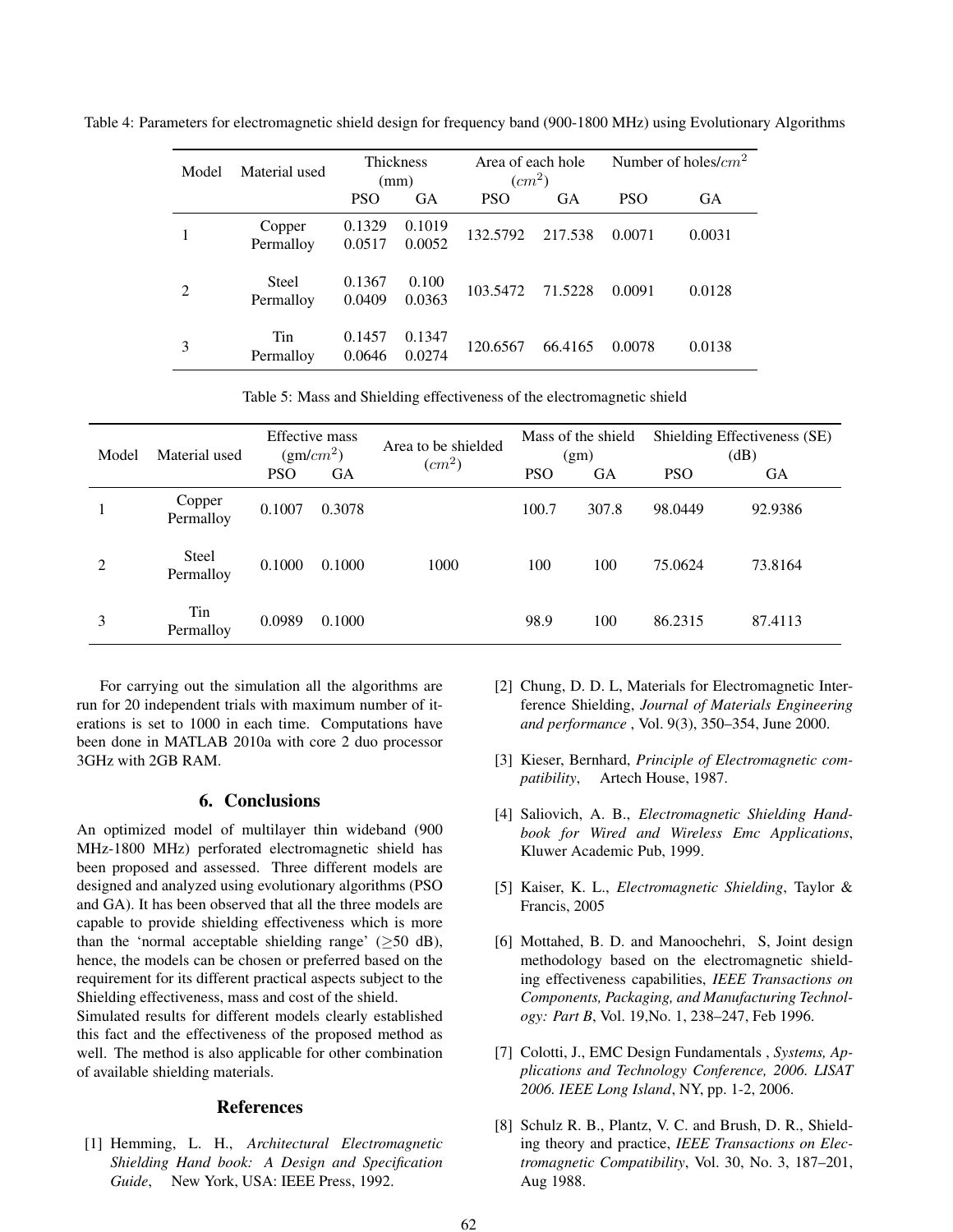Table 4: Parameters for electromagnetic shield design for frequency band (900-1800 MHz) using Evolutionary Algorithms

| Model | Material used | Thickness (mm) | | Area of each hole ($cm^2$) | | Number of holes/$cm^2$ | |
|---|---|---|---|---|---|---|---|
| | | PSO | GA | PSO | GA | PSO | GA |
| 1 | Copper<br>Permalloy | 0.1329<br>0.0517 | 0.1019<br>0.0052 | 132.5792 | 217.538 | 0.0071 | 0.0031 |
| 2 | Steel<br>Permalloy | 0.1367<br>0.0409 | 0.100<br>0.0363 | 103.5472 | 71.5228 | 0.0091 | 0.0128 |
| 3 | Tin<br>Permalloy | 0.1457<br>0.0646 | 0.1347<br>0.0274 | 120.6567 | 66.4165 | 0.0078 | 0.0138 |

Table 5: Mass and Shielding effectiveness of the electromagnetic shield

| Model | Material used | Effective mass (gm/$cm^2$) | | Area to be shielded ($cm^2$) | Mass of the shield (gm) | | Shielding Effectiveness (SE) (dB) | |
|---|---|---|---|---|---|---|---|---|
| | | PSO | GA | | PSO | GA | PSO | GA |
| 1 | Copper<br>Permalloy | 0.1007 | 0.3078 | | 100.7 | 307.8 | 98.0449 | 92.9386 |
| 2 | Steel<br>Permalloy | 0.1000 | 0.1000 | 1000 | 100 | 100 | 75.0624 | 73.8164 |
| 3 | Tin<br>Permalloy | 0.0989 | 0.1000 | | 98.9 | 100 | 86.2315 | 87.4113 |

For carrying out the simulation all the algorithms are run for 20 independent trials with maximum number of iterations is set to 1000 in each time. Computations have been done in MATLAB 2010a with core 2 duo processor 3GHz with 2GB RAM.

## 6. Conclusions

An optimized model of multilayer thin wideband (900 MHz-1800 MHz) perforated electromagnetic shield has been proposed and assessed. Three different models are designed and analyzed using evolutionary algorithms (PSO and GA). It has been observed that all the three models are capable to provide shielding effectiveness which is more than the 'normal acceptable shielding range' ($\geq$50 dB), hence, the models can be chosen or preferred based on the requirement for its different practical aspects subject to the Shielding effectiveness, mass and cost of the shield.

Simulated results for different models clearly established this fact and the effectiveness of the proposed method as well. The method is also applicable for other combination of available shielding materials.

## References

[1] Hemming, L. H., *Architectural Electromagnetic Shielding Hand book: A Design and Specification Guide*, New York, USA: IEEE Press, 1992.

[2] Chung, D. D. L, Materials for Electromagnetic Interference Shielding, *Journal of Materials Engineering and performance* , Vol. 9(3), 350–354, June 2000.

[3] Kieser, Bernhard, *Principle of Electromagnetic compatibility*, Artech House, 1987.

[4] Saliovich, A. B., *Electromagnetic Shielding Handbook for Wired and Wireless Emc Applications*, Kluwer Academic Pub, 1999.

[5] Kaiser, K. L., *Electromagnetic Shielding*, Taylor & Francis, 2005

[6] Mottahed, B. D. and Manoochehri, S, Joint design methodology based on the electromagnetic shielding effectiveness capabilities, *IEEE Transactions on Components, Packaging, and Manufacturing Technology: Part B*, Vol. 19,No. 1, 238–247, Feb 1996.

[7] Colotti, J., EMC Design Fundamentals , *Systems, Applications and Technology Conference, 2006. LISAT 2006. IEEE Long Island*, NY, pp. 1-2, 2006.

[8] Schulz R. B., Plantz, V. C. and Brush, D. R., Shielding theory and practice, *IEEE Transactions on Electromagnetic Compatibility*, Vol. 30, No. 3, 187–201, Aug 1988.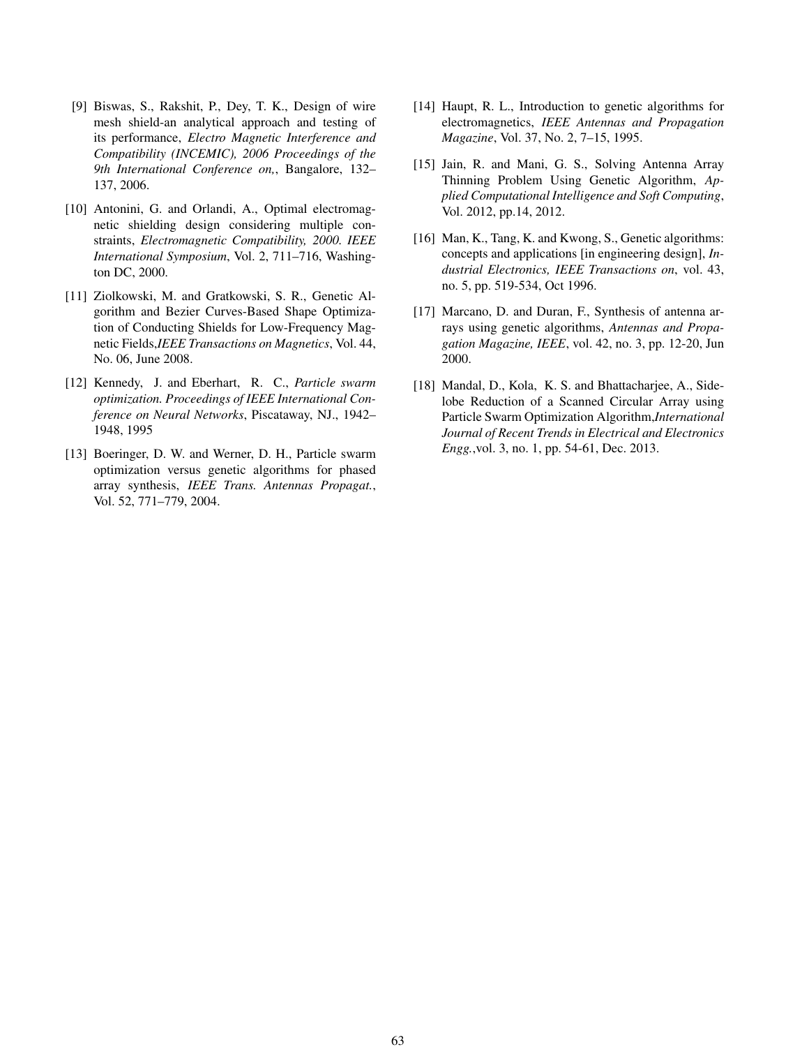[9] Biswas, S., Rakshit, P., Dey, T. K., Design of wire mesh shield-an analytical approach and testing of its performance, *Electro Magnetic Interference and Compatibility (INCEMIC), 2006 Proceedings of the 9th International Conference on,*, Bangalore, 132–137, 2006.

[10] Antonini, G. and Orlandi, A., Optimal electromagnetic shielding design considering multiple constraints, *Electromagnetic Compatibility, 2000. IEEE International Symposium*, Vol. 2, 711–716, Washington DC, 2000.

[11] Ziolkowski, M. and Gratkowski, S. R., Genetic Algorithm and Bezier Curves-Based Shape Optimization of Conducting Shields for Low-Frequency Magnetic Fields,*IEEE Transactions on Magnetics*, Vol. 44, No. 06, June 2008.

[12] Kennedy, J. and Eberhart, R. C., *Particle swarm optimization. Proceedings of IEEE International Conference on Neural Networks*, Piscataway, NJ., 1942–1948, 1995

[13] Boeringer, D. W. and Werner, D. H., Particle swarm optimization versus genetic algorithms for phased array synthesis, *IEEE Trans. Antennas Propagat.*, Vol. 52, 771–779, 2004.

[14] Haupt, R. L., Introduction to genetic algorithms for electromagnetics, *IEEE Antennas and Propagation Magazine*, Vol. 37, No. 2, 7–15, 1995.

[15] Jain, R. and Mani, G. S., Solving Antenna Array Thinning Problem Using Genetic Algorithm, *Applied Computational Intelligence and Soft Computing*, Vol. 2012, pp.14, 2012.

[16] Man, K., Tang, K. and Kwong, S., Genetic algorithms: concepts and applications [in engineering design], *Industrial Electronics, IEEE Transactions on*, vol. 43, no. 5, pp. 519-534, Oct 1996.

[17] Marcano, D. and Duran, F., Synthesis of antenna arrays using genetic algorithms, *Antennas and Propagation Magazine, IEEE*, vol. 42, no. 3, pp. 12-20, Jun 2000.

[18] Mandal, D., Kola, K. S. and Bhattacharjee, A., Sidelobe Reduction of a Scanned Circular Array using Particle Swarm Optimization Algorithm,*International Journal of Recent Trends in Electrical and Electronics Engg.*,vol. 3, no. 1, pp. 54-61, Dec. 2013.